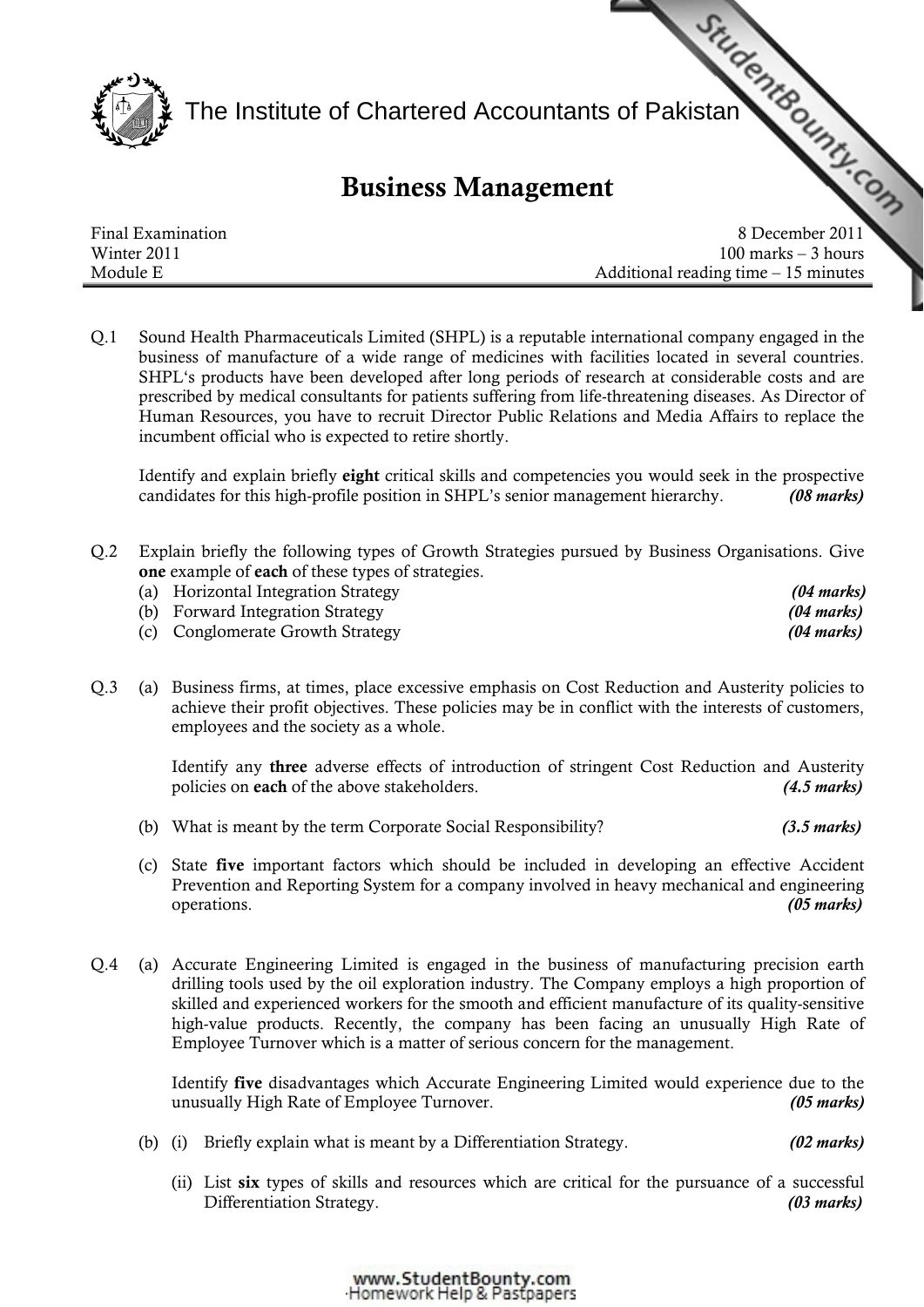# The Institute of Chartered Accountants of Pakistan

## Business Management

| | |
|---|---|
| Final Examination | 8 December 2011 |
| Winter 2011 | 100 marks – 3 hours |
| Module E | Additional reading time – 15 minutes |

Q.1 Sound Health Pharmaceuticals Limited (SHPL) is a reputable international company engaged in the business of manufacture of a wide range of medicines with facilities located in several countries. SHPL's products have been developed after long periods of research at considerable costs and are prescribed by medical consultants for patients suffering from life-threatening diseases. As Director of Human Resources, you have to recruit Director Public Relations and Media Affairs to replace the incumbent official who is expected to retire shortly.

Identify and explain briefly **eight** critical skills and competencies you would seek in the prospective candidates for this high-profile position in SHPL's senior management hierarchy. ***(08 marks)***

Q.2 Explain briefly the following types of Growth Strategies pursued by Business Organisations. Give **one** example of **each** of these types of strategies.

(a) Horizontal Integration Strategy ***(04 marks)***

(b) Forward Integration Strategy ***(04 marks)***

(c) Conglomerate Growth Strategy ***(04 marks)***

Q.3 (a) Business firms, at times, place excessive emphasis on Cost Reduction and Austerity policies to achieve their profit objectives. These policies may be in conflict with the interests of customers, employees and the society as a whole.

Identify any **three** adverse effects of introduction of stringent Cost Reduction and Austerity policies on **each** of the above stakeholders. ***(4.5 marks)***

(b) What is meant by the term Corporate Social Responsibility? ***(3.5 marks)***

(c) State **five** important factors which should be included in developing an effective Accident Prevention and Reporting System for a company involved in heavy mechanical and engineering operations. ***(05 marks)***

Q.4 (a) Accurate Engineering Limited is engaged in the business of manufacturing precision earth drilling tools used by the oil exploration industry. The Company employs a high proportion of skilled and experienced workers for the smooth and efficient manufacture of its quality-sensitive high-value products. Recently, the company has been facing an unusually High Rate of Employee Turnover which is a matter of serious concern for the management.

Identify **five** disadvantages which Accurate Engineering Limited would experience due to the unusually High Rate of Employee Turnover. ***(05 marks)***

(b) (i) Briefly explain what is meant by a Differentiation Strategy. ***(02 marks)***

(ii) List **six** types of skills and resources which are critical for the pursuance of a successful Differentiation Strategy. ***(03 marks)***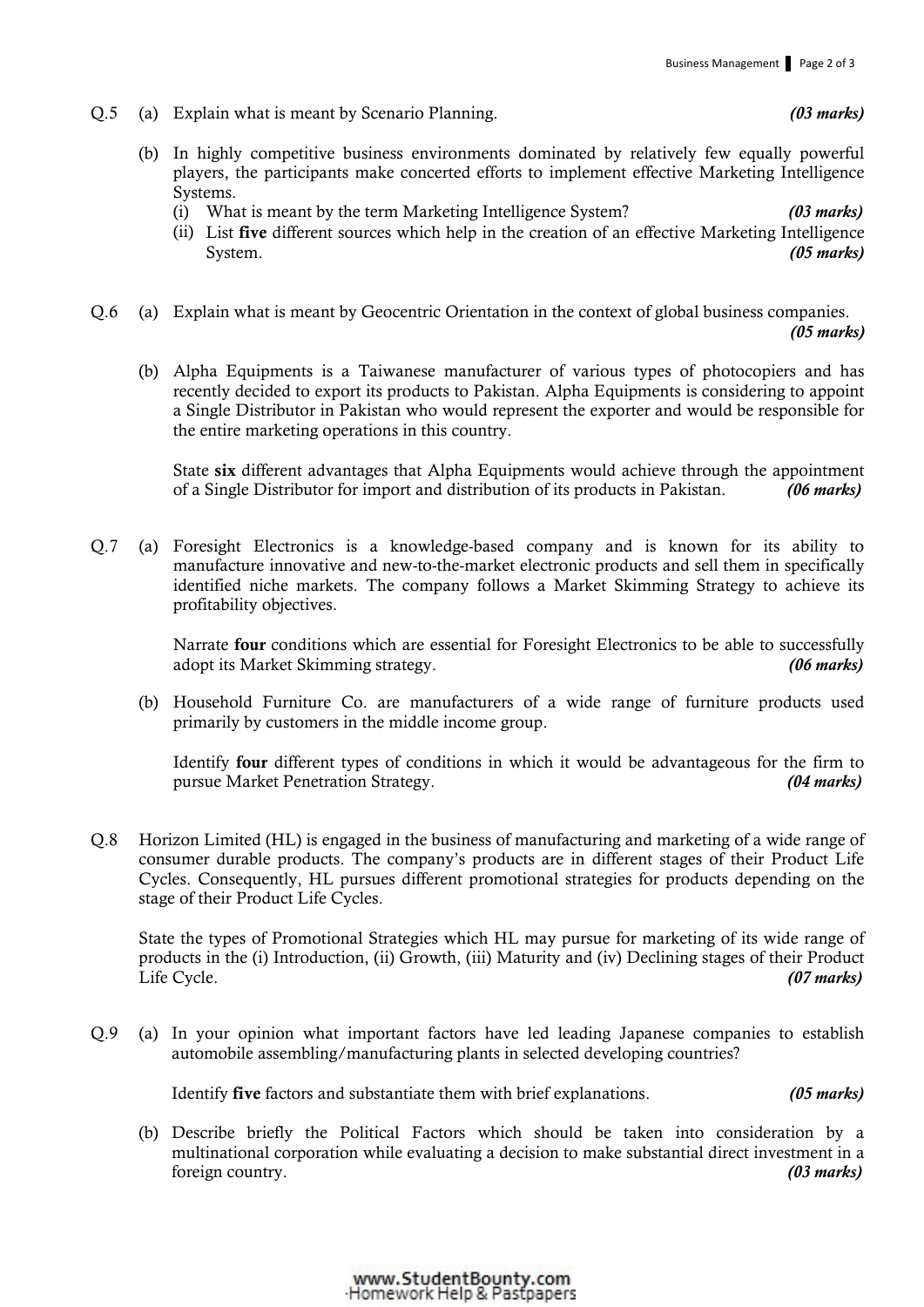Q.5 (a) Explain what is meant by Scenario Planning. ***(03 marks)***

(b) In highly competitive business environments dominated by relatively few equally powerful players, the participants make concerted efforts to implement effective Marketing Intelligence Systems.

(i) What is meant by the term Marketing Intelligence System? ***(03 marks)***

(ii) List **five** different sources which help in the creation of an effective Marketing Intelligence System. ***(05 marks)***

Q.6 (a) Explain what is meant by Geocentric Orientation in the context of global business companies. ***(05 marks)***

(b) Alpha Equipments is a Taiwanese manufacturer of various types of photocopiers and has recently decided to export its products to Pakistan. Alpha Equipments is considering to appoint a Single Distributor in Pakistan who would represent the exporter and would be responsible for the entire marketing operations in this country.

State **six** different advantages that Alpha Equipments would achieve through the appointment of a Single Distributor for import and distribution of its products in Pakistan. ***(06 marks)***

Q.7 (a) Foresight Electronics is a knowledge-based company and is known for its ability to manufacture innovative and new-to-the-market electronic products and sell them in specifically identified niche markets. The company follows a Market Skimming Strategy to achieve its profitability objectives.

Narrate **four** conditions which are essential for Foresight Electronics to be able to successfully adopt its Market Skimming strategy. ***(06 marks)***

(b) Household Furniture Co. are manufacturers of a wide range of furniture products used primarily by customers in the middle income group.

Identify **four** different types of conditions in which it would be advantageous for the firm to pursue Market Penetration Strategy. ***(04 marks)***

Q.8 Horizon Limited (HL) is engaged in the business of manufacturing and marketing of a wide range of consumer durable products. The company's products are in different stages of their Product Life Cycles. Consequently, HL pursues different promotional strategies for products depending on the stage of their Product Life Cycles.

State the types of Promotional Strategies which HL may pursue for marketing of its wide range of products in the (i) Introduction, (ii) Growth, (iii) Maturity and (iv) Declining stages of their Product Life Cycle. ***(07 marks)***

Q.9 (a) In your opinion what important factors have led leading Japanese companies to establish automobile assembling/manufacturing plants in selected developing countries?

Identify **five** factors and substantiate them with brief explanations. ***(05 marks)***

(b) Describe briefly the Political Factors which should be taken into consideration by a multinational corporation while evaluating a decision to make substantial direct investment in a foreign country. ***(03 marks)***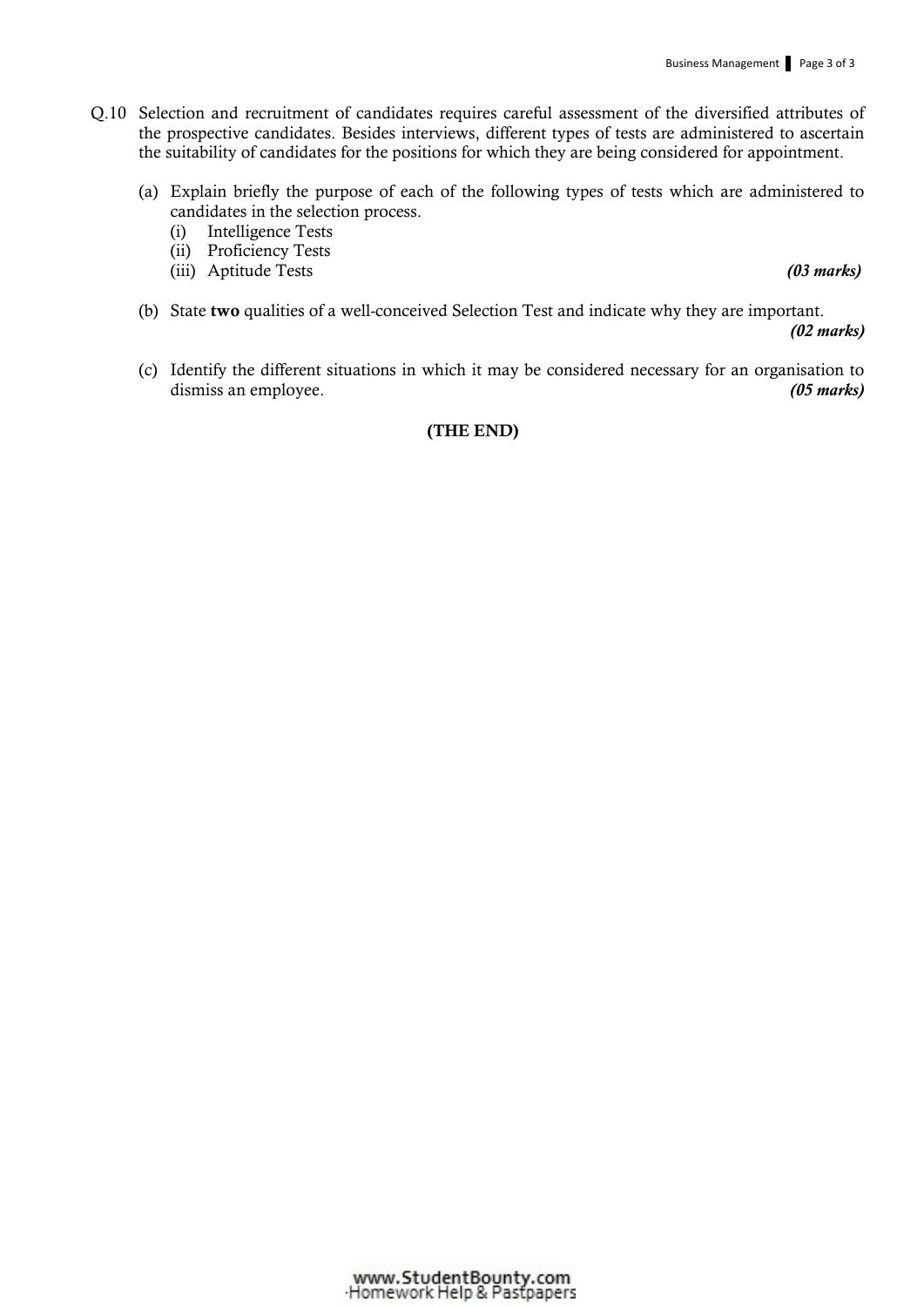Q.10 Selection and recruitment of candidates requires careful assessment of the diversified attributes of the prospective candidates. Besides interviews, different types of tests are administered to ascertain the suitability of candidates for the positions for which they are being considered for appointment.

(a) Explain briefly the purpose of each of the following types of tests which are administered to candidates in the selection process.

- (i) Intelligence Tests
- (ii) Proficiency Tests
- (iii) Aptitude Tests *(03 marks)*

(b) State **two** qualities of a well-conceived Selection Test and indicate why they are important. *(02 marks)*

(c) Identify the different situations in which it may be considered necessary for an organisation to dismiss an employee. *(05 marks)*

**(THE END)**